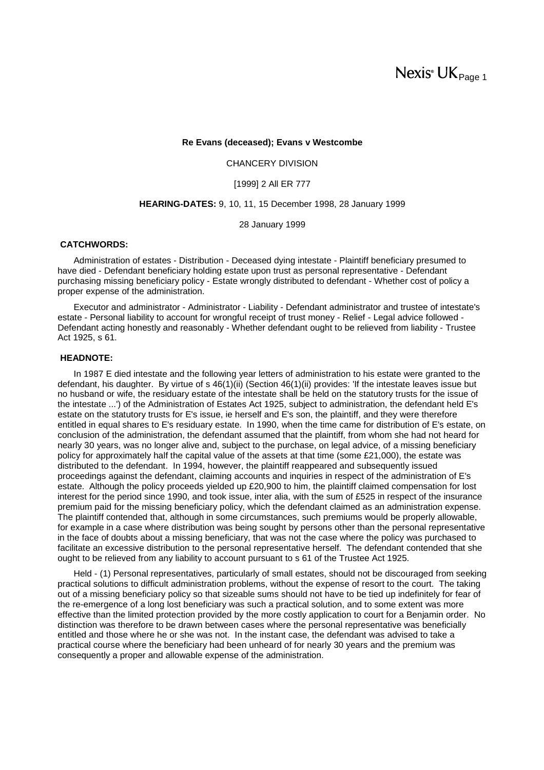**Re Evans (deceased); Evans v Westcombe**

CHANCERY DIVISION

[1999] 2 All ER 777

**HEARING-DATES:** 9, 10, 11, 15 December 1998, 28 January 1999

28 January 1999

**CATCHWORDS:**

Administration of estates - Distribution - Deceased dying intestate - Plaintiff beneficiary presumed to have died - Defendant beneficiary holding estate upon trust as personal representative - Defendant purchasing missing beneficiary policy - Estate wrongly distributed to defendant - Whether cost of policy a proper expense of the administration.

Executor and administrator - Administrator - Liability - Defendant administrator and trustee of intestate's estate - Personal liability to account for wrongful receipt of trust money - Relief - Legal advice followed - Defendant acting honestly and reasonably - Whether defendant ought to be relieved from liability - Trustee Act 1925, s 61.

**HEADNOTE:**

In 1987 E died intestate and the following year letters of administration to his estate were granted to the defendant, his daughter. By virtue of s 46(1)(ii) (Section 46(1)(ii) provides: 'If the intestate leaves issue but no husband or wife, the residuary estate of the intestate shall be held on the statutory trusts for the issue of the intestate ...') of the Administration of Estates Act 1925, subject to administration, the defendant held E's estate on the statutory trusts for E's issue, ie herself and E's son, the plaintiff, and they were therefore entitled in equal shares to E's residuary estate. In 1990, when the time came for distribution of E's estate, on conclusion of the administration, the defendant assumed that the plaintiff, from whom she had not heard for nearly 30 years, was no longer alive and, subject to the purchase, on legal advice, of a missing beneficiary policy for approximately half the capital value of the assets at that time (some £21,000), the estate was distributed to the defendant. In 1994, however, the plaintiff reappeared and subsequently issued proceedings against the defendant, claiming accounts and inquiries in respect of the administration of E's estate. Although the policy proceeds yielded up £20,900 to him, the plaintiff claimed compensation for lost interest for the period since 1990, and took issue, inter alia, with the sum of £525 in respect of the insurance premium paid for the missing beneficiary policy, which the defendant claimed as an administration expense. The plaintiff contended that, although in some circumstances, such premiums would be properly allowable, for example in a case where distribution was being sought by persons other than the personal representative in the face of doubts about a missing beneficiary, that was not the case where the policy was purchased to facilitate an excessive distribution to the personal representative herself. The defendant contended that she ought to be relieved from any liability to account pursuant to s 61 of the Trustee Act 1925.

Held - (1) Personal representatives, particularly of small estates, should not be discouraged from seeking practical solutions to difficult administration problems, without the expense of resort to the court. The taking out of a missing beneficiary policy so that sizeable sums should not have to be tied up indefinitely for fear of the re-emergence of a long lost beneficiary was such a practical solution, and to some extent was more effective than the limited protection provided by the more costly application to court for a Benjamin order. No distinction was therefore to be drawn between cases where the personal representative was beneficially entitled and those where he or she was not. In the instant case, the defendant was advised to take a practical course where the beneficiary had been unheard of for nearly 30 years and the premium was consequently a proper and allowable expense of the administration.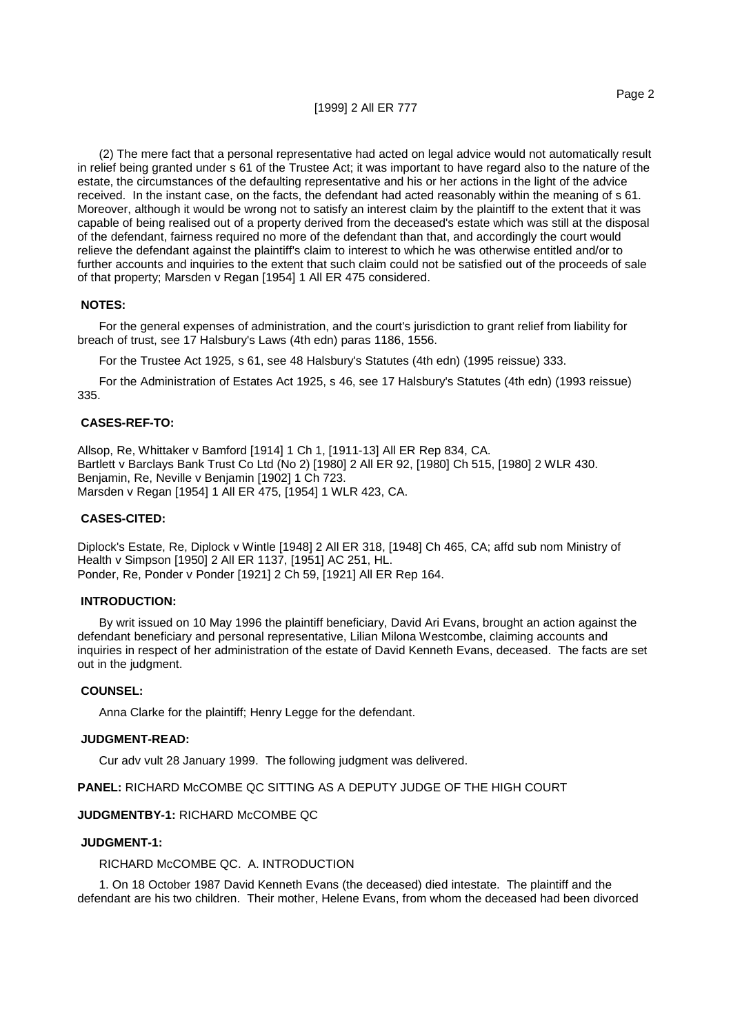(2) The mere fact that a personal representative had acted on legal advice would not automatically result in relief being granted under s 61 of the Trustee Act; it was important to have regard also to the nature of the estate, the circumstances of the defaulting representative and his or her actions in the light of the advice received. In the instant case, on the facts, the defendant had acted reasonably within the meaning of s 61. Moreover, although it would be wrong not to satisfy an interest claim by the plaintiff to the extent that it was capable of being realised out of a property derived from the deceased's estate which was still at the disposal of the defendant, fairness required no more of the defendant than that, and accordingly the court would relieve the defendant against the plaintiff's claim to interest to which he was otherwise entitled and/or to further accounts and inquiries to the extent that such claim could not be satisfied out of the proceeds of sale of that property; Marsden v Regan [1954] 1 All ER 475 considered.

**NOTES:**

For the general expenses of administration, and the court's jurisdiction to grant relief from liability for breach of trust, see 17 Halsbury's Laws (4th edn) paras 1186, 1556.

For the Trustee Act 1925, s 61, see 48 Halsbury's Statutes (4th edn) (1995 reissue) 333.

For the Administration of Estates Act 1925, s 46, see 17 Halsbury's Statutes (4th edn) (1993 reissue) 335.

**CASES-REF-TO:**

Allsop, Re, Whittaker v Bamford [1914] 1 Ch 1, [1911-13] All ER Rep 834, CA.
Bartlett v Barclays Bank Trust Co Ltd (No 2) [1980] 2 All ER 92, [1980] Ch 515, [1980] 2 WLR 430.
Benjamin, Re, Neville v Benjamin [1902] 1 Ch 723.
Marsden v Regan [1954] 1 All ER 475, [1954] 1 WLR 423, CA.

**CASES-CITED:**

Diplock's Estate, Re, Diplock v Wintle [1948] 2 All ER 318, [1948] Ch 465, CA; affd sub nom Ministry of Health v Simpson [1950] 2 All ER 1137, [1951] AC 251, HL.
Ponder, Re, Ponder v Ponder [1921] 2 Ch 59, [1921] All ER Rep 164.

**INTRODUCTION:**

By writ issued on 10 May 1996 the plaintiff beneficiary, David Ari Evans, brought an action against the defendant beneficiary and personal representative, Lilian Milona Westcombe, claiming accounts and inquiries in respect of her administration of the estate of David Kenneth Evans, deceased. The facts are set out in the judgment.

**COUNSEL:**

Anna Clarke for the plaintiff; Henry Legge for the defendant.

**JUDGMENT-READ:**

Cur adv vult 28 January 1999. The following judgment was delivered.

**PANEL:** RICHARD McCOMBE QC SITTING AS A DEPUTY JUDGE OF THE HIGH COURT

**JUDGMENTBY-1:** RICHARD McCOMBE QC

**JUDGMENT-1:**

RICHARD McCOMBE QC. A. INTRODUCTION

1. On 18 October 1987 David Kenneth Evans (the deceased) died intestate. The plaintiff and the defendant are his two children. Their mother, Helene Evans, from whom the deceased had been divorced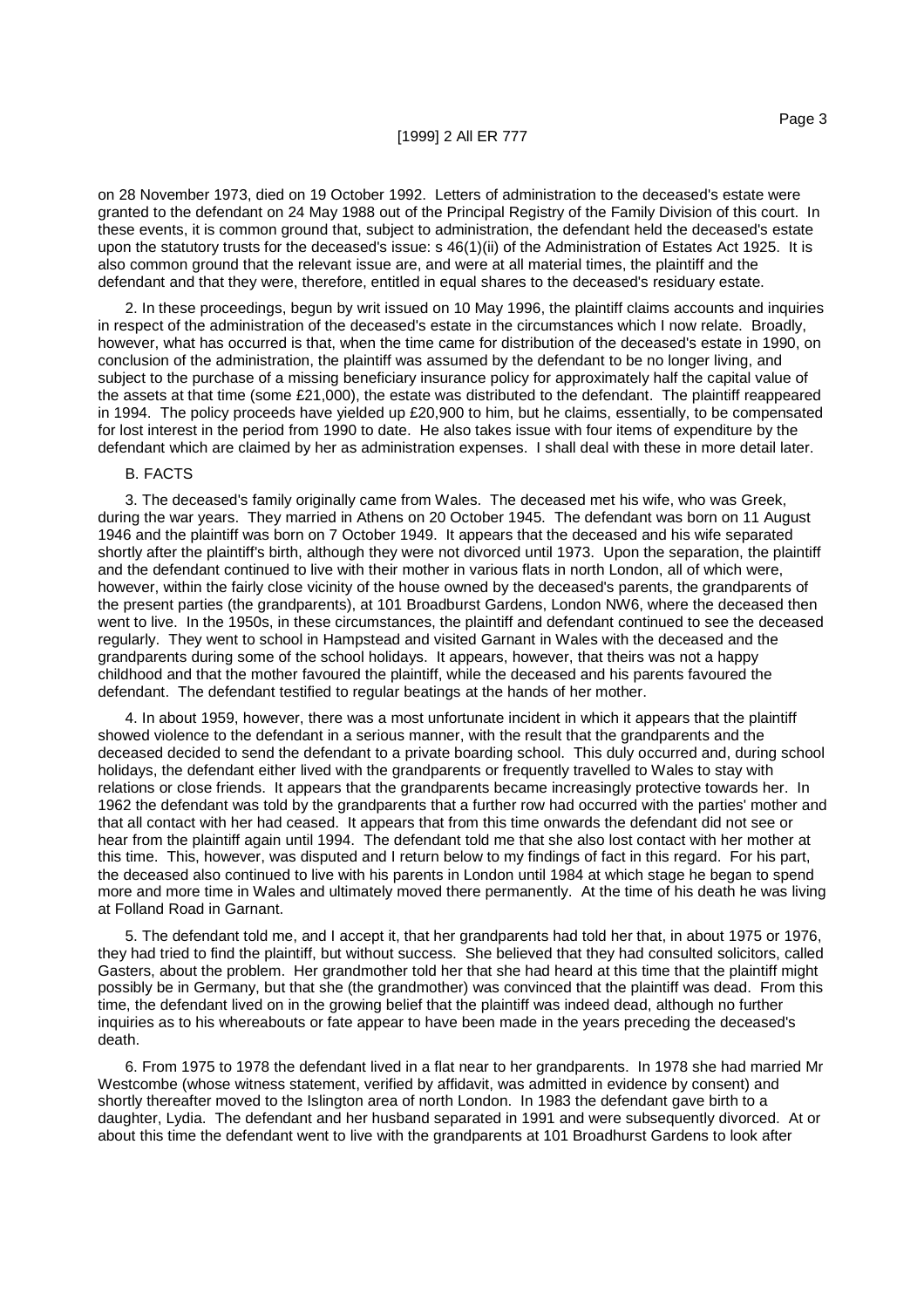on 28 November 1973, died on 19 October 1992. Letters of administration to the deceased's estate were granted to the defendant on 24 May 1988 out of the Principal Registry of the Family Division of this court. In these events, it is common ground that, subject to administration, the defendant held the deceased's estate upon the statutory trusts for the deceased's issue: s 46(1)(ii) of the Administration of Estates Act 1925. It is also common ground that the relevant issue are, and were at all material times, the plaintiff and the defendant and that they were, therefore, entitled in equal shares to the deceased's residuary estate.

2. In these proceedings, begun by writ issued on 10 May 1996, the plaintiff claims accounts and inquiries in respect of the administration of the deceased's estate in the circumstances which I now relate. Broadly, however, what has occurred is that, when the time came for distribution of the deceased's estate in 1990, on conclusion of the administration, the plaintiff was assumed by the defendant to be no longer living, and subject to the purchase of a missing beneficiary insurance policy for approximately half the capital value of the assets at that time (some £21,000), the estate was distributed to the defendant. The plaintiff reappeared in 1994. The policy proceeds have yielded up £20,900 to him, but he claims, essentially, to be compensated for lost interest in the period from 1990 to date. He also takes issue with four items of expenditure by the defendant which are claimed by her as administration expenses. I shall deal with these in more detail later.

B. FACTS

3. The deceased's family originally came from Wales. The deceased met his wife, who was Greek, during the war years. They married in Athens on 20 October 1945. The defendant was born on 11 August 1946 and the plaintiff was born on 7 October 1949. It appears that the deceased and his wife separated shortly after the plaintiff's birth, although they were not divorced until 1973. Upon the separation, the plaintiff and the defendant continued to live with their mother in various flats in north London, all of which were, however, within the fairly close vicinity of the house owned by the deceased's parents, the grandparents of the present parties (the grandparents), at 101 Broadhurst Gardens, London NW6, where the deceased then went to live. In the 1950s, in these circumstances, the plaintiff and defendant continued to see the deceased regularly. They went to school in Hampstead and visited Garnant in Wales with the deceased and the grandparents during some of the school holidays. It appears, however, that theirs was not a happy childhood and that the mother favoured the plaintiff, while the deceased and his parents favoured the defendant. The defendant testified to regular beatings at the hands of her mother.

4. In about 1959, however, there was a most unfortunate incident in which it appears that the plaintiff showed violence to the defendant in a serious manner, with the result that the grandparents and the deceased decided to send the defendant to a private boarding school. This duly occurred and, during school holidays, the defendant either lived with the grandparents or frequently travelled to Wales to stay with relations or close friends. It appears that the grandparents became increasingly protective towards her. In 1962 the defendant was told by the grandparents that a further row had occurred with the parties' mother and that all contact with her had ceased. It appears that from this time onwards the defendant did not see or hear from the plaintiff again until 1994. The defendant told me that she also lost contact with her mother at this time. This, however, was disputed and I return below to my findings of fact in this regard. For his part, the deceased also continued to live with his parents in London until 1984 at which stage he began to spend more and more time in Wales and ultimately moved there permanently. At the time of his death he was living at Folland Road in Garnant.

5. The defendant told me, and I accept it, that her grandparents had told her that, in about 1975 or 1976, they had tried to find the plaintiff, but without success. She believed that they had consulted solicitors, called Gasters, about the problem. Her grandmother told her that she had heard at this time that the plaintiff might possibly be in Germany, but that she (the grandmother) was convinced that the plaintiff was dead. From this time, the defendant lived on in the growing belief that the plaintiff was indeed dead, although no further inquiries as to his whereabouts or fate appear to have been made in the years preceding the deceased's death.

6. From 1975 to 1978 the defendant lived in a flat near to her grandparents. In 1978 she had married Mr Westcombe (whose witness statement, verified by affidavit, was admitted in evidence by consent) and shortly thereafter moved to the Islington area of north London. In 1983 the defendant gave birth to a daughter, Lydia. The defendant and her husband separated in 1991 and were subsequently divorced. At or about this time the defendant went to live with the grandparents at 101 Broadhurst Gardens to look after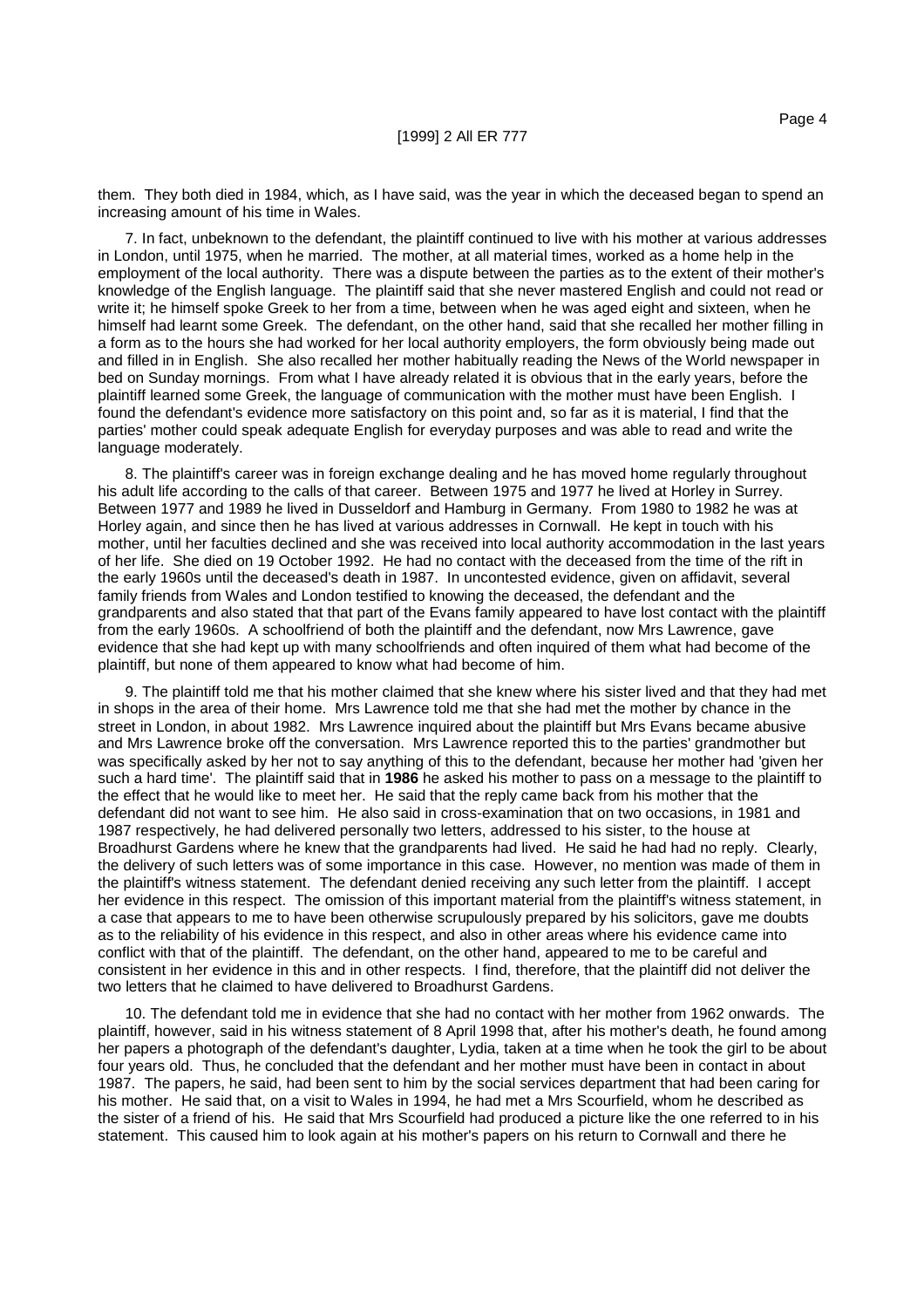them. They both died in 1984, which, as I have said, was the year in which the deceased began to spend an increasing amount of his time in Wales.

7. In fact, unbeknown to the defendant, the plaintiff continued to live with his mother at various addresses in London, until 1975, when he married. The mother, at all material times, worked as a home help in the employment of the local authority. There was a dispute between the parties as to the extent of their mother's knowledge of the English language. The plaintiff said that she never mastered English and could not read or write it; he himself spoke Greek to her from a time, between when he was aged eight and sixteen, when he himself had learnt some Greek. The defendant, on the other hand, said that she recalled her mother filling in a form as to the hours she had worked for her local authority employers, the form obviously being made out and filled in in English. She also recalled her mother habitually reading the News of the World newspaper in bed on Sunday mornings. From what I have already related it is obvious that in the early years, before the plaintiff learned some Greek, the language of communication with the mother must have been English. I found the defendant's evidence more satisfactory on this point and, so far as it is material, I find that the parties' mother could speak adequate English for everyday purposes and was able to read and write the language moderately.

8. The plaintiff's career was in foreign exchange dealing and he has moved home regularly throughout his adult life according to the calls of that career. Between 1975 and 1977 he lived at Horley in Surrey. Between 1977 and 1989 he lived in Dusseldorf and Hamburg in Germany. From 1980 to 1982 he was at Horley again, and since then he has lived at various addresses in Cornwall. He kept in touch with his mother, until her faculties declined and she was received into local authority accommodation in the last years of her life. She died on 19 October 1992. He had no contact with the deceased from the time of the rift in the early 1960s until the deceased's death in 1987. In uncontested evidence, given on affidavit, several family friends from Wales and London testified to knowing the deceased, the defendant and the grandparents and also stated that that part of the Evans family appeared to have lost contact with the plaintiff from the early 1960s. A schoolfriend of both the plaintiff and the defendant, now Mrs Lawrence, gave evidence that she had kept up with many schoolfriends and often inquired of them what had become of the plaintiff, but none of them appeared to know what had become of him.

9. The plaintiff told me that his mother claimed that she knew where his sister lived and that they had met in shops in the area of their home. Mrs Lawrence told me that she had met the mother by chance in the street in London, in about 1982. Mrs Lawrence inquired about the plaintiff but Mrs Evans became abusive and Mrs Lawrence broke off the conversation. Mrs Lawrence reported this to the parties' grandmother but was specifically asked by her not to say anything of this to the defendant, because her mother had 'given her such a hard time'. The plaintiff said that in **1986** he asked his mother to pass on a message to the plaintiff to the effect that he would like to meet her. He said that the reply came back from his mother that the defendant did not want to see him. He also said in cross-examination that on two occasions, in 1981 and 1987 respectively, he had delivered personally two letters, addressed to his sister, to the house at Broadhurst Gardens where he knew that the grandparents had lived. He said he had had no reply. Clearly, the delivery of such letters was of some importance in this case. However, no mention was made of them in the plaintiff's witness statement. The defendant denied receiving any such letter from the plaintiff. I accept her evidence in this respect. The omission of this important material from the plaintiff's witness statement, in a case that appears to me to have been otherwise scrupulously prepared by his solicitors, gave me doubts as to the reliability of his evidence in this respect, and also in other areas where his evidence came into conflict with that of the plaintiff. The defendant, on the other hand, appeared to me to be careful and consistent in her evidence in this and in other respects. I find, therefore, that the plaintiff did not deliver the two letters that he claimed to have delivered to Broadhurst Gardens.

10. The defendant told me in evidence that she had no contact with her mother from 1962 onwards. The plaintiff, however, said in his witness statement of 8 April 1998 that, after his mother's death, he found among her papers a photograph of the defendant's daughter, Lydia, taken at a time when he took the girl to be about four years old. Thus, he concluded that the defendant and her mother must have been in contact in about 1987. The papers, he said, had been sent to him by the social services department that had been caring for his mother. He said that, on a visit to Wales in 1994, he had met a Mrs Scourfield, whom he described as the sister of a friend of his. He said that Mrs Scourfield had produced a picture like the one referred to in his statement. This caused him to look again at his mother's papers on his return to Cornwall and there he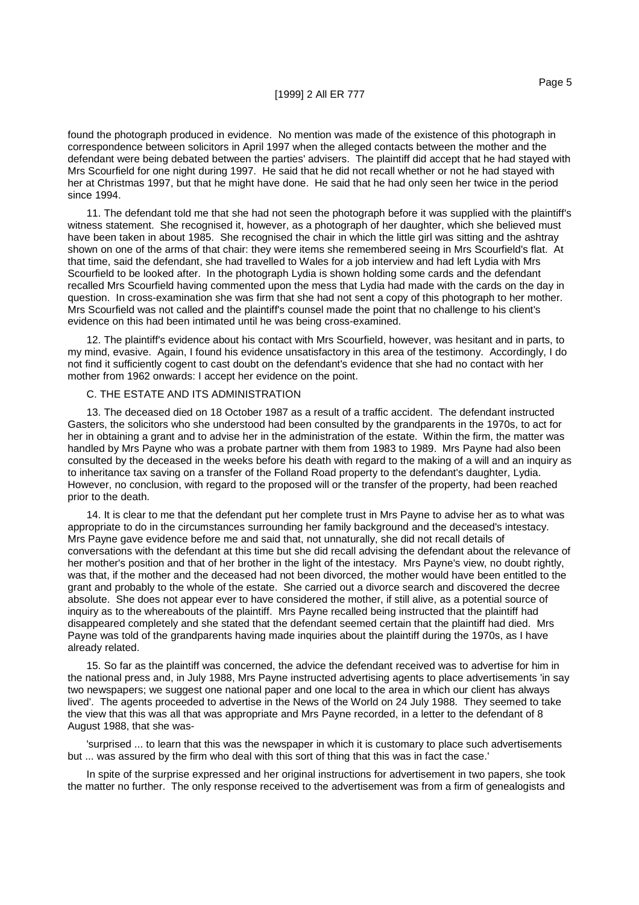found the photograph produced in evidence. No mention was made of the existence of this photograph in correspondence between solicitors in April 1997 when the alleged contacts between the mother and the defendant were being debated between the parties' advisers. The plaintiff did accept that he had stayed with Mrs Scourfield for one night during 1997. He said that he did not recall whether or not he had stayed with her at Christmas 1997, but that he might have done. He said that he had only seen her twice in the period since 1994.

11. The defendant told me that she had not seen the photograph before it was supplied with the plaintiff's witness statement. She recognised it, however, as a photograph of her daughter, which she believed must have been taken in about 1985. She recognised the chair in which the little girl was sitting and the ashtray shown on one of the arms of that chair: they were items she remembered seeing in Mrs Scourfield's flat. At that time, said the defendant, she had travelled to Wales for a job interview and had left Lydia with Mrs Scourfield to be looked after. In the photograph Lydia is shown holding some cards and the defendant recalled Mrs Scourfield having commented upon the mess that Lydia had made with the cards on the day in question. In cross-examination she was firm that she had not sent a copy of this photograph to her mother. Mrs Scourfield was not called and the plaintiff's counsel made the point that no challenge to his client's evidence on this had been intimated until he was being cross-examined.

12. The plaintiff's evidence about his contact with Mrs Scourfield, however, was hesitant and in parts, to my mind, evasive. Again, I found his evidence unsatisfactory in this area of the testimony. Accordingly, I do not find it sufficiently cogent to cast doubt on the defendant's evidence that she had no contact with her mother from 1962 onwards: I accept her evidence on the point.

C. THE ESTATE AND ITS ADMINISTRATION

13. The deceased died on 18 October 1987 as a result of a traffic accident. The defendant instructed Gasters, the solicitors who she understood had been consulted by the grandparents in the 1970s, to act for her in obtaining a grant and to advise her in the administration of the estate. Within the firm, the matter was handled by Mrs Payne who was a probate partner with them from 1983 to 1989. Mrs Payne had also been consulted by the deceased in the weeks before his death with regard to the making of a will and an inquiry as to inheritance tax saving on a transfer of the Folland Road property to the defendant's daughter, Lydia. However, no conclusion, with regard to the proposed will or the transfer of the property, had been reached prior to the death.

14. It is clear to me that the defendant put her complete trust in Mrs Payne to advise her as to what was appropriate to do in the circumstances surrounding her family background and the deceased's intestacy. Mrs Payne gave evidence before me and said that, not unnaturally, she did not recall details of conversations with the defendant at this time but she did recall advising the defendant about the relevance of her mother's position and that of her brother in the light of the intestacy. Mrs Payne's view, no doubt rightly, was that, if the mother and the deceased had not been divorced, the mother would have been entitled to the grant and probably to the whole of the estate. She carried out a divorce search and discovered the decree absolute. She does not appear ever to have considered the mother, if still alive, as a potential source of inquiry as to the whereabouts of the plaintiff. Mrs Payne recalled being instructed that the plaintiff had disappeared completely and she stated that the defendant seemed certain that the plaintiff had died. Mrs Payne was told of the grandparents having made inquiries about the plaintiff during the 1970s, as I have already related.

15. So far as the plaintiff was concerned, the advice the defendant received was to advertise for him in the national press and, in July 1988, Mrs Payne instructed advertising agents to place advertisements 'in say two newspapers; we suggest one national paper and one local to the area in which our client has always lived'. The agents proceeded to advertise in the News of the World on 24 July 1988. They seemed to take the view that this was all that was appropriate and Mrs Payne recorded, in a letter to the defendant of 8 August 1988, that she was-

'surprised ... to learn that this was the newspaper in which it is customary to place such advertisements but ... was assured by the firm who deal with this sort of thing that this was in fact the case.'

In spite of the surprise expressed and her original instructions for advertisement in two papers, she took the matter no further. The only response received to the advertisement was from a firm of genealogists and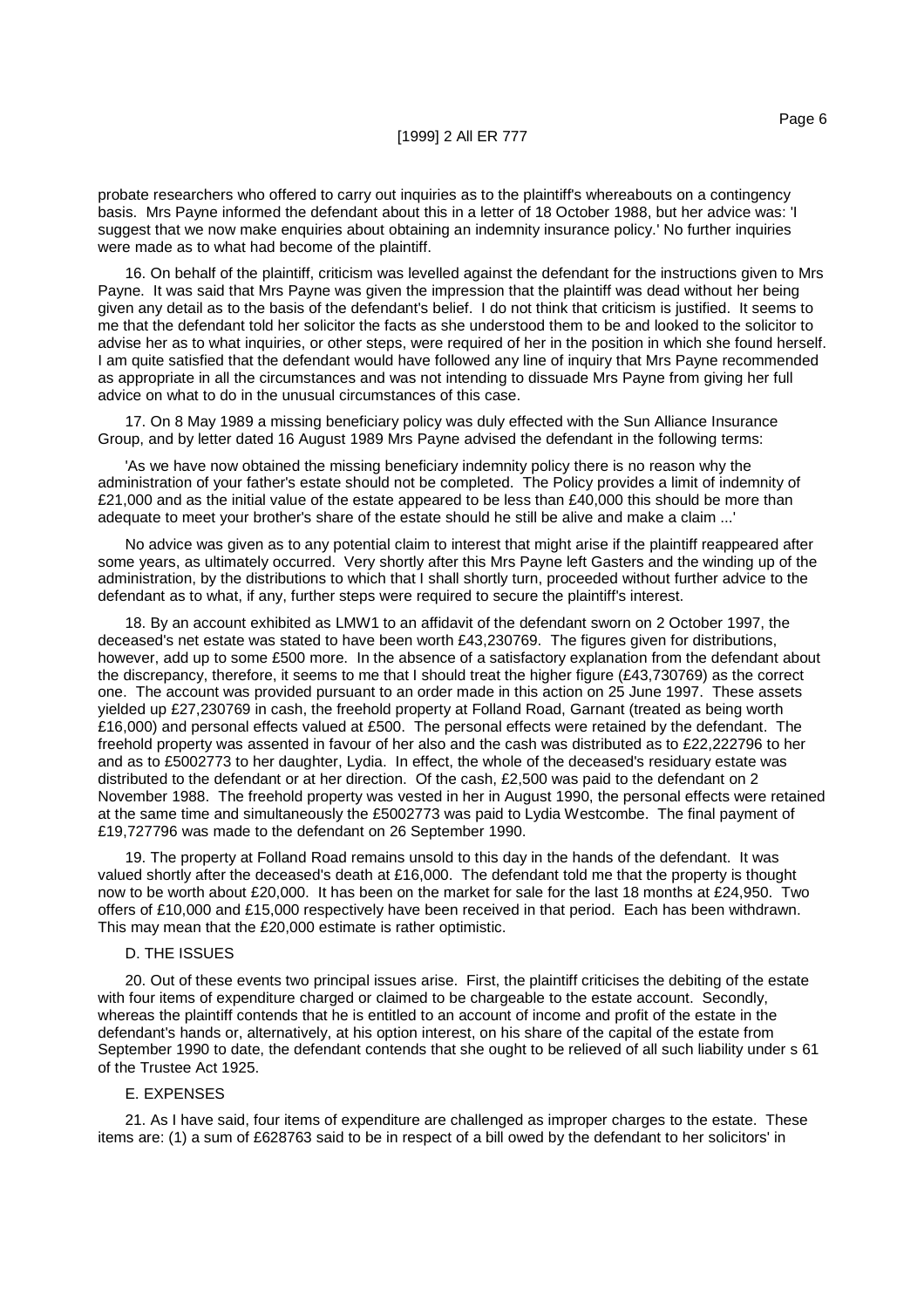probate researchers who offered to carry out inquiries as to the plaintiff's whereabouts on a contingency basis. Mrs Payne informed the defendant about this in a letter of 18 October 1988, but her advice was: 'I suggest that we now make enquiries about obtaining an indemnity insurance policy.' No further inquiries were made as to what had become of the plaintiff.

16. On behalf of the plaintiff, criticism was levelled against the defendant for the instructions given to Mrs Payne. It was said that Mrs Payne was given the impression that the plaintiff was dead without her being given any detail as to the basis of the defendant's belief. I do not think that criticism is justified. It seems to me that the defendant told her solicitor the facts as she understood them to be and looked to the solicitor to advise her as to what inquiries, or other steps, were required of her in the position in which she found herself. I am quite satisfied that the defendant would have followed any line of inquiry that Mrs Payne recommended as appropriate in all the circumstances and was not intending to dissuade Mrs Payne from giving her full advice on what to do in the unusual circumstances of this case.

17. On 8 May 1989 a missing beneficiary policy was duly effected with the Sun Alliance Insurance Group, and by letter dated 16 August 1989 Mrs Payne advised the defendant in the following terms:

'As we have now obtained the missing beneficiary indemnity policy there is no reason why the administration of your father's estate should not be completed. The Policy provides a limit of indemnity of £21,000 and as the initial value of the estate appeared to be less than £40,000 this should be more than adequate to meet your brother's share of the estate should he still be alive and make a claim ...'

No advice was given as to any potential claim to interest that might arise if the plaintiff reappeared after some years, as ultimately occurred. Very shortly after this Mrs Payne left Gasters and the winding up of the administration, by the distributions to which that I shall shortly turn, proceeded without further advice to the defendant as to what, if any, further steps were required to secure the plaintiff's interest.

18. By an account exhibited as LMW1 to an affidavit of the defendant sworn on 2 October 1997, the deceased's net estate was stated to have been worth £43,230769. The figures given for distributions, however, add up to some £500 more. In the absence of a satisfactory explanation from the defendant about the discrepancy, therefore, it seems to me that I should treat the higher figure (£43,730769) as the correct one. The account was provided pursuant to an order made in this action on 25 June 1997. These assets yielded up £27,230769 in cash, the freehold property at Folland Road, Garnant (treated as being worth £16,000) and personal effects valued at £500. The personal effects were retained by the defendant. The freehold property was assented in favour of her also and the cash was distributed as to £22,222796 to her and as to £5002773 to her daughter, Lydia. In effect, the whole of the deceased's residuary estate was distributed to the defendant or at her direction. Of the cash, £2,500 was paid to the defendant on 2 November 1988. The freehold property was vested in her in August 1990, the personal effects were retained at the same time and simultaneously the £5002773 was paid to Lydia Westcombe. The final payment of £19,727796 was made to the defendant on 26 September 1990.

19. The property at Folland Road remains unsold to this day in the hands of the defendant. It was valued shortly after the deceased's death at £16,000. The defendant told me that the property is thought now to be worth about £20,000. It has been on the market for sale for the last 18 months at £24,950. Two offers of £10,000 and £15,000 respectively have been received in that period. Each has been withdrawn. This may mean that the £20,000 estimate is rather optimistic.

## D. THE ISSUES

20. Out of these events two principal issues arise. First, the plaintiff criticises the debiting of the estate with four items of expenditure charged or claimed to be chargeable to the estate account. Secondly, whereas the plaintiff contends that he is entitled to an account of income and profit of the estate in the defendant's hands or, alternatively, at his option interest, on his share of the capital of the estate from September 1990 to date, the defendant contends that she ought to be relieved of all such liability under s 61 of the Trustee Act 1925.

## E. EXPENSES

21. As I have said, four items of expenditure are challenged as improper charges to the estate. These items are: (1) a sum of £628763 said to be in respect of a bill owed by the defendant to her solicitors' in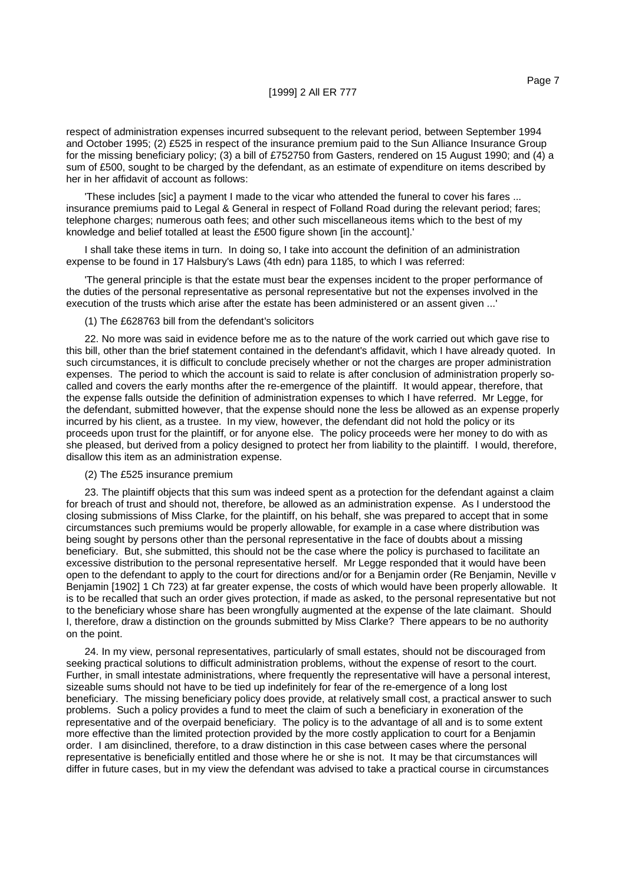respect of administration expenses incurred subsequent to the relevant period, between September 1994 and October 1995; (2) £525 in respect of the insurance premium paid to the Sun Alliance Insurance Group for the missing beneficiary policy; (3) a bill of £752750 from Gasters, rendered on 15 August 1990; and (4) a sum of £500, sought to be charged by the defendant, as an estimate of expenditure on items described by her in her affidavit of account as follows:

'These includes [sic] a payment I made to the vicar who attended the funeral to cover his fares ... insurance premiums paid to Legal & General in respect of Folland Road during the relevant period; fares; telephone charges; numerous oath fees; and other such miscellaneous items which to the best of my knowledge and belief totalled at least the £500 figure shown [in the account].'

I shall take these items in turn. In doing so, I take into account the definition of an administration expense to be found in 17 Halsbury's Laws (4th edn) para 1185, to which I was referred:

'The general principle is that the estate must bear the expenses incident to the proper performance of the duties of the personal representative as personal representative but not the expenses involved in the execution of the trusts which arise after the estate has been administered or an assent given ...'

(1) The £628763 bill from the defendant's solicitors

22. No more was said in evidence before me as to the nature of the work carried out which gave rise to this bill, other than the brief statement contained in the defendant's affidavit, which I have already quoted. In such circumstances, it is difficult to conclude precisely whether or not the charges are proper administration expenses. The period to which the account is said to relate is after conclusion of administration properly so-called and covers the early months after the re-emergence of the plaintiff. It would appear, therefore, that the expense falls outside the definition of administration expenses to which I have referred. Mr Legge, for the defendant, submitted however, that the expense should none the less be allowed as an expense properly incurred by his client, as a trustee. In my view, however, the defendant did not hold the policy or its proceeds upon trust for the plaintiff, or for anyone else. The policy proceeds were her money to do with as she pleased, but derived from a policy designed to protect her from liability to the plaintiff. I would, therefore, disallow this item as an administration expense.

(2) The £525 insurance premium

23. The plaintiff objects that this sum was indeed spent as a protection for the defendant against a claim for breach of trust and should not, therefore, be allowed as an administration expense. As I understood the closing submissions of Miss Clarke, for the plaintiff, on his behalf, she was prepared to accept that in some circumstances such premiums would be properly allowable, for example in a case where distribution was being sought by persons other than the personal representative in the face of doubts about a missing beneficiary. But, she submitted, this should not be the case where the policy is purchased to facilitate an excessive distribution to the personal representative herself. Mr Legge responded that it would have been open to the defendant to apply to the court for directions and/or for a Benjamin order (Re Benjamin, Neville v Benjamin [1902] 1 Ch 723) at far greater expense, the costs of which would have been properly allowable. It is to be recalled that such an order gives protection, if made as asked, to the personal representative but not to the beneficiary whose share has been wrongfully augmented at the expense of the late claimant. Should I, therefore, draw a distinction on the grounds submitted by Miss Clarke? There appears to be no authority on the point.

24. In my view, personal representatives, particularly of small estates, should not be discouraged from seeking practical solutions to difficult administration problems, without the expense of resort to the court. Further, in small intestate administrations, where frequently the representative will have a personal interest, sizeable sums should not have to be tied up indefinitely for fear of the re-emergence of a long lost beneficiary. The missing beneficiary policy does provide, at relatively small cost, a practical answer to such problems. Such a policy provides a fund to meet the claim of such a beneficiary in exoneration of the representative and of the overpaid beneficiary. The policy is to the advantage of all and is to some extent more effective than the limited protection provided by the more costly application to court for a Benjamin order. I am disinclined, therefore, to a draw distinction in this case between cases where the personal representative is beneficially entitled and those where he or she is not. It may be that circumstances will differ in future cases, but in my view the defendant was advised to take a practical course in circumstances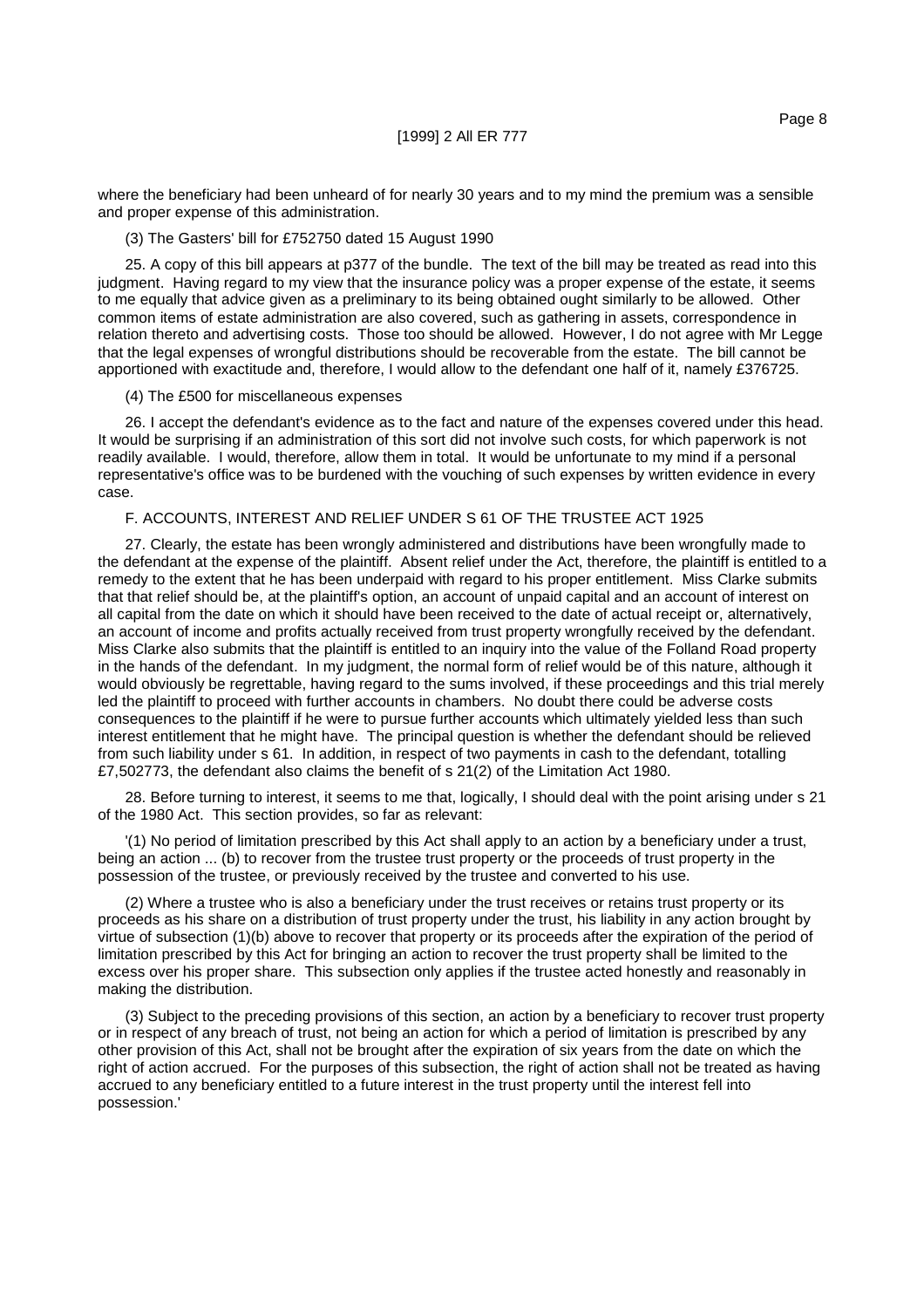where the beneficiary had been unheard of for nearly 30 years and to my mind the premium was a sensible and proper expense of this administration.

(3) The Gasters' bill for £752750 dated 15 August 1990

25. A copy of this bill appears at p377 of the bundle. The text of the bill may be treated as read into this judgment. Having regard to my view that the insurance policy was a proper expense of the estate, it seems to me equally that advice given as a preliminary to its being obtained ought similarly to be allowed. Other common items of estate administration are also covered, such as gathering in assets, correspondence in relation thereto and advertising costs. Those too should be allowed. However, I do not agree with Mr Legge that the legal expenses of wrongful distributions should be recoverable from the estate. The bill cannot be apportioned with exactitude and, therefore, I would allow to the defendant one half of it, namely £376725.

(4) The £500 for miscellaneous expenses

26. I accept the defendant's evidence as to the fact and nature of the expenses covered under this head. It would be surprising if an administration of this sort did not involve such costs, for which paperwork is not readily available. I would, therefore, allow them in total. It would be unfortunate to my mind if a personal representative's office was to be burdened with the vouching of such expenses by written evidence in every case.

F. ACCOUNTS, INTEREST AND RELIEF UNDER S 61 OF THE TRUSTEE ACT 1925

27. Clearly, the estate has been wrongly administered and distributions have been wrongfully made to the defendant at the expense of the plaintiff. Absent relief under the Act, therefore, the plaintiff is entitled to a remedy to the extent that he has been underpaid with regard to his proper entitlement. Miss Clarke submits that that relief should be, at the plaintiff's option, an account of unpaid capital and an account of interest on all capital from the date on which it should have been received to the date of actual receipt or, alternatively, an account of income and profits actually received from trust property wrongfully received by the defendant. Miss Clarke also submits that the plaintiff is entitled to an inquiry into the value of the Folland Road property in the hands of the defendant. In my judgment, the normal form of relief would be of this nature, although it would obviously be regrettable, having regard to the sums involved, if these proceedings and this trial merely led the plaintiff to proceed with further accounts in chambers. No doubt there could be adverse costs consequences to the plaintiff if he were to pursue further accounts which ultimately yielded less than such interest entitlement that he might have. The principal question is whether the defendant should be relieved from such liability under s 61. In addition, in respect of two payments in cash to the defendant, totalling £7,502773, the defendant also claims the benefit of s 21(2) of the Limitation Act 1980.

28. Before turning to interest, it seems to me that, logically, I should deal with the point arising under s 21 of the 1980 Act. This section provides, so far as relevant:

'(1) No period of limitation prescribed by this Act shall apply to an action by a beneficiary under a trust, being an action ... (b) to recover from the trustee trust property or the proceeds of trust property in the possession of the trustee, or previously received by the trustee and converted to his use.

(2) Where a trustee who is also a beneficiary under the trust receives or retains trust property or its proceeds as his share on a distribution of trust property under the trust, his liability in any action brought by virtue of subsection (1)(b) above to recover that property or its proceeds after the expiration of the period of limitation prescribed by this Act for bringing an action to recover the trust property shall be limited to the excess over his proper share. This subsection only applies if the trustee acted honestly and reasonably in making the distribution.

(3) Subject to the preceding provisions of this section, an action by a beneficiary to recover trust property or in respect of any breach of trust, not being an action for which a period of limitation is prescribed by any other provision of this Act, shall not be brought after the expiration of six years from the date on which the right of action accrued. For the purposes of this subsection, the right of action shall not be treated as having accrued to any beneficiary entitled to a future interest in the trust property until the interest fell into possession.'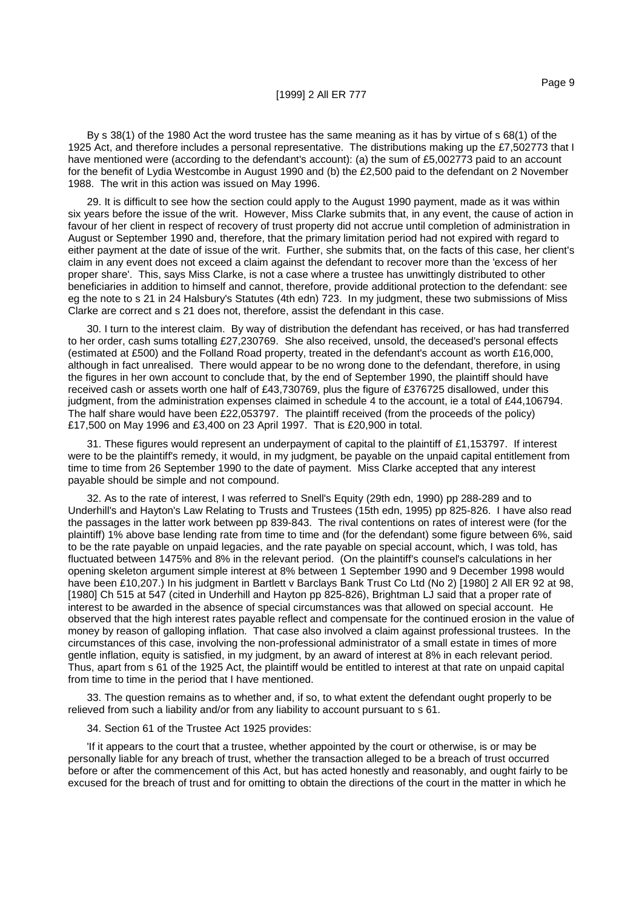By s 38(1) of the 1980 Act the word trustee has the same meaning as it has by virtue of s 68(1) of the 1925 Act, and therefore includes a personal representative. The distributions making up the £7,502773 that I have mentioned were (according to the defendant's account): (a) the sum of £5,002773 paid to an account for the benefit of Lydia Westcombe in August 1990 and (b) the £2,500 paid to the defendant on 2 November 1988. The writ in this action was issued on May 1996.

29. It is difficult to see how the section could apply to the August 1990 payment, made as it was within six years before the issue of the writ. However, Miss Clarke submits that, in any event, the cause of action in favour of her client in respect of recovery of trust property did not accrue until completion of administration in August or September 1990 and, therefore, that the primary limitation period had not expired with regard to either payment at the date of issue of the writ. Further, she submits that, on the facts of this case, her client's claim in any event does not exceed a claim against the defendant to recover more than the 'excess of her proper share'. This, says Miss Clarke, is not a case where a trustee has unwittingly distributed to other beneficiaries in addition to himself and cannot, therefore, provide additional protection to the defendant: see eg the note to s 21 in 24 Halsbury's Statutes (4th edn) 723. In my judgment, these two submissions of Miss Clarke are correct and s 21 does not, therefore, assist the defendant in this case.

30. I turn to the interest claim. By way of distribution the defendant has received, or has had transferred to her order, cash sums totalling £27,230769. She also received, unsold, the deceased's personal effects (estimated at £500) and the Folland Road property, treated in the defendant's account as worth £16,000, although in fact unrealised. There would appear to be no wrong done to the defendant, therefore, in using the figures in her own account to conclude that, by the end of September 1990, the plaintiff should have received cash or assets worth one half of £43,730769, plus the figure of £376725 disallowed, under this judgment, from the administration expenses claimed in schedule 4 to the account, ie a total of £44,106794. The half share would have been £22,053797. The plaintiff received (from the proceeds of the policy) £17,500 on May 1996 and £3,400 on 23 April 1997. That is £20,900 in total.

31. These figures would represent an underpayment of capital to the plaintiff of £1,153797. If interest were to be the plaintiff's remedy, it would, in my judgment, be payable on the unpaid capital entitlement from time to time from 26 September 1990 to the date of payment. Miss Clarke accepted that any interest payable should be simple and not compound.

32. As to the rate of interest, I was referred to Snell's Equity (29th edn, 1990) pp 288-289 and to Underhill's and Hayton's Law Relating to Trusts and Trustees (15th edn, 1995) pp 825-826. I have also read the passages in the latter work between pp 839-843. The rival contentions on rates of interest were (for the plaintiff) 1% above base lending rate from time to time and (for the defendant) some figure between 6%, said to be the rate payable on unpaid legacies, and the rate payable on special account, which, I was told, has fluctuated between 1475% and 8% in the relevant period. (On the plaintiff's counsel's calculations in her opening skeleton argument simple interest at 8% between 1 September 1990 and 9 December 1998 would have been £10,207.) In his judgment in Bartlett v Barclays Bank Trust Co Ltd (No 2) [1980] 2 All ER 92 at 98, [1980] Ch 515 at 547 (cited in Underhill and Hayton pp 825-826), Brightman LJ said that a proper rate of interest to be awarded in the absence of special circumstances was that allowed on special account. He observed that the high interest rates payable reflect and compensate for the continued erosion in the value of money by reason of galloping inflation. That case also involved a claim against professional trustees. In the circumstances of this case, involving the non-professional administrator of a small estate in times of more gentle inflation, equity is satisfied, in my judgment, by an award of interest at 8% in each relevant period. Thus, apart from s 61 of the 1925 Act, the plaintiff would be entitled to interest at that rate on unpaid capital from time to time in the period that I have mentioned.

33. The question remains as to whether and, if so, to what extent the defendant ought properly to be relieved from such a liability and/or from any liability to account pursuant to s 61.

34. Section 61 of the Trustee Act 1925 provides:

'If it appears to the court that a trustee, whether appointed by the court or otherwise, is or may be personally liable for any breach of trust, whether the transaction alleged to be a breach of trust occurred before or after the commencement of this Act, but has acted honestly and reasonably, and ought fairly to be excused for the breach of trust and for omitting to obtain the directions of the court in the matter in which he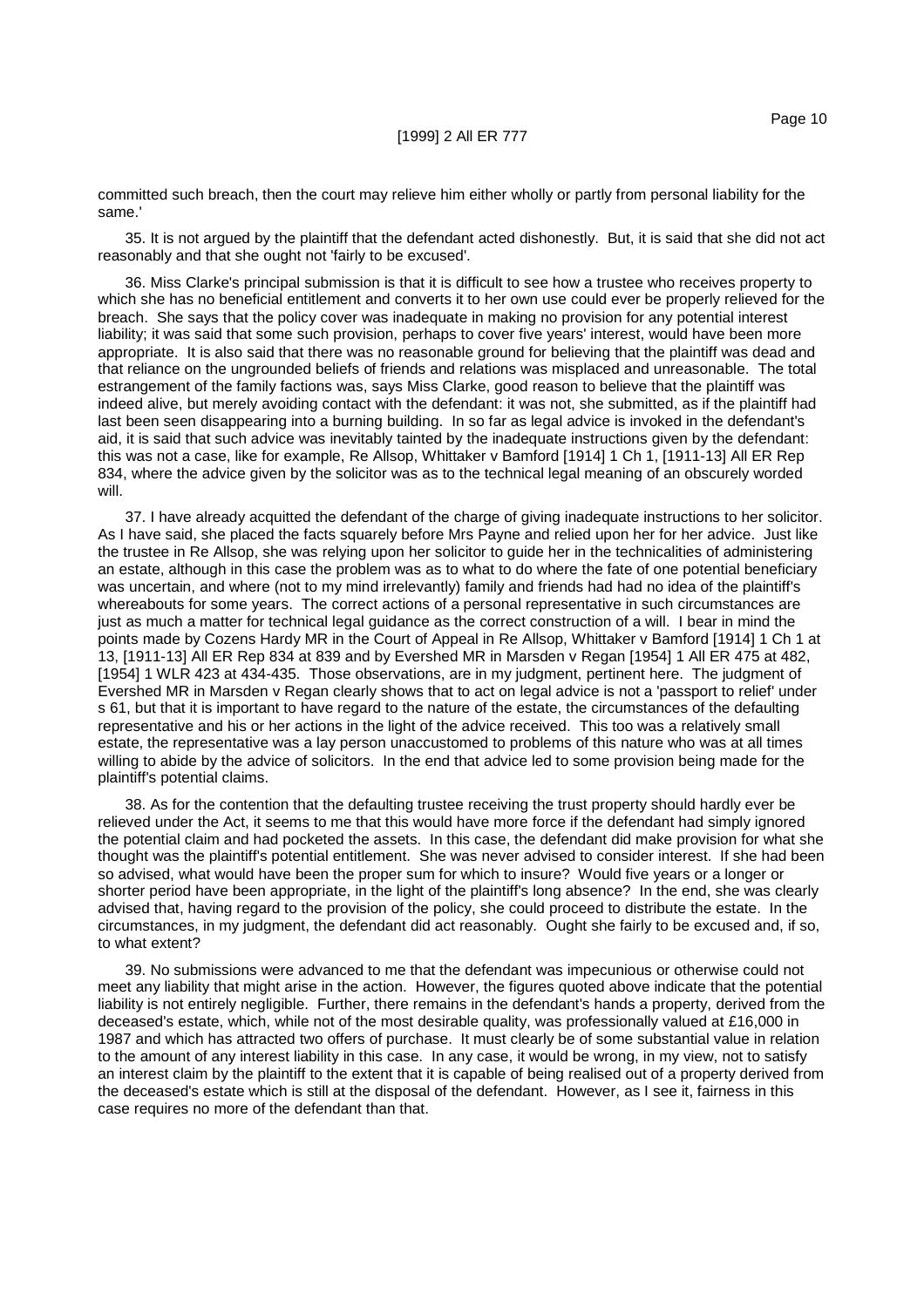committed such breach, then the court may relieve him either wholly or partly from personal liability for the same.'

35. It is not argued by the plaintiff that the defendant acted dishonestly. But, it is said that she did not act reasonably and that she ought not 'fairly to be excused'.

36. Miss Clarke's principal submission is that it is difficult to see how a trustee who receives property to which she has no beneficial entitlement and converts it to her own use could ever be properly relieved for the breach. She says that the policy cover was inadequate in making no provision for any potential interest liability; it was said that some such provision, perhaps to cover five years' interest, would have been more appropriate. It is also said that there was no reasonable ground for believing that the plaintiff was dead and that reliance on the ungrounded beliefs of friends and relations was misplaced and unreasonable. The total estrangement of the family factions was, says Miss Clarke, good reason to believe that the plaintiff was indeed alive, but merely avoiding contact with the defendant: it was not, she submitted, as if the plaintiff had last been seen disappearing into a burning building. In so far as legal advice is invoked in the defendant's aid, it is said that such advice was inevitably tainted by the inadequate instructions given by the defendant: this was not a case, like for example, Re Allsop, Whittaker v Bamford [1914] 1 Ch 1, [1911-13] All ER Rep 834, where the advice given by the solicitor was as to the technical legal meaning of an obscurely worded will.

37. I have already acquitted the defendant of the charge of giving inadequate instructions to her solicitor. As I have said, she placed the facts squarely before Mrs Payne and relied upon her for her advice. Just like the trustee in Re Allsop, she was relying upon her solicitor to guide her in the technicalities of administering an estate, although in this case the problem was as to what to do where the fate of one potential beneficiary was uncertain, and where (not to my mind irrelevantly) family and friends had had no idea of the plaintiff's whereabouts for some years. The correct actions of a personal representative in such circumstances are just as much a matter for technical legal guidance as the correct construction of a will. I bear in mind the points made by Cozens Hardy MR in the Court of Appeal in Re Allsop, Whittaker v Bamford [1914] 1 Ch 1 at 13, [1911-13] All ER Rep 834 at 839 and by Evershed MR in Marsden v Regan [1954] 1 All ER 475 at 482, [1954] 1 WLR 423 at 434-435. Those observations, are in my judgment, pertinent here. The judgment of Evershed MR in Marsden v Regan clearly shows that to act on legal advice is not a 'passport to relief' under s 61, but that it is important to have regard to the nature of the estate, the circumstances of the defaulting representative and his or her actions in the light of the advice received. This too was a relatively small estate, the representative was a lay person unaccustomed to problems of this nature who was at all times willing to abide by the advice of solicitors. In the end that advice led to some provision being made for the plaintiff's potential claims.

38. As for the contention that the defaulting trustee receiving the trust property should hardly ever be relieved under the Act, it seems to me that this would have more force if the defendant had simply ignored the potential claim and had pocketed the assets. In this case, the defendant did make provision for what she thought was the plaintiff's potential entitlement. She was never advised to consider interest. If she had been so advised, what would have been the proper sum for which to insure? Would five years or a longer or shorter period have been appropriate, in the light of the plaintiff's long absence? In the end, she was clearly advised that, having regard to the provision of the policy, she could proceed to distribute the estate. In the circumstances, in my judgment, the defendant did act reasonably. Ought she fairly to be excused and, if so, to what extent?

39. No submissions were advanced to me that the defendant was impecunious or otherwise could not meet any liability that might arise in the action. However, the figures quoted above indicate that the potential liability is not entirely negligible. Further, there remains in the defendant's hands a property, derived from the deceased's estate, which, while not of the most desirable quality, was professionally valued at £16,000 in 1987 and which has attracted two offers of purchase. It must clearly be of some substantial value in relation to the amount of any interest liability in this case. In any case, it would be wrong, in my view, not to satisfy an interest claim by the plaintiff to the extent that it is capable of being realised out of a property derived from the deceased's estate which is still at the disposal of the defendant. However, as I see it, fairness in this case requires no more of the defendant than that.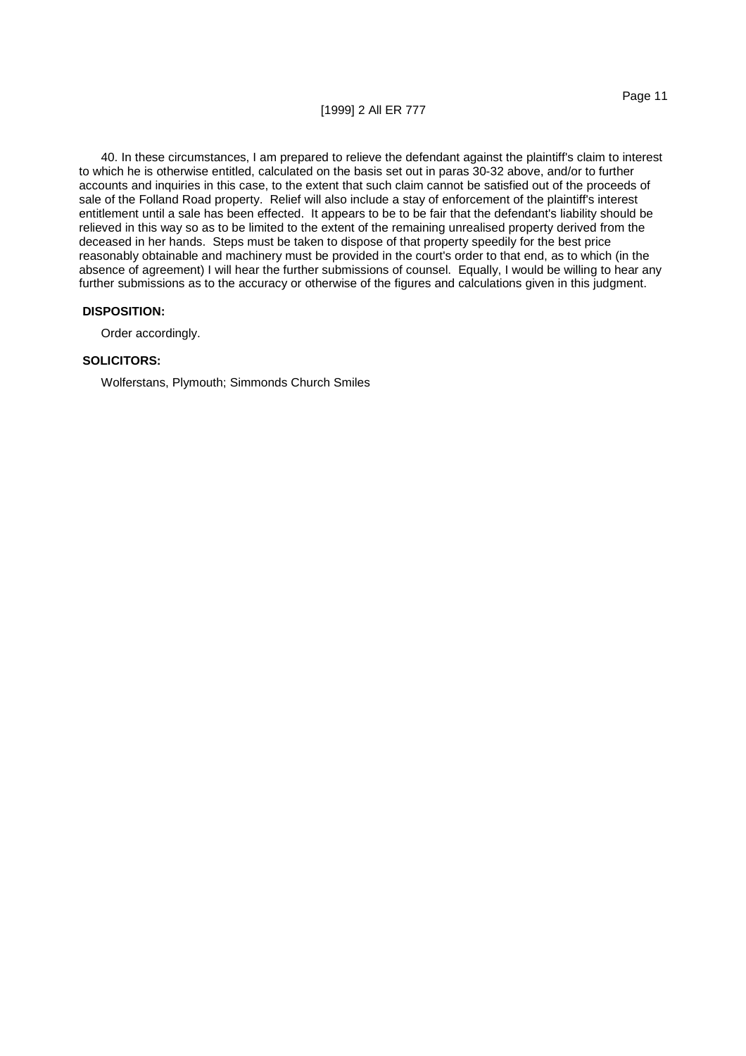40. In these circumstances, I am prepared to relieve the defendant against the plaintiff's claim to interest to which he is otherwise entitled, calculated on the basis set out in paras 30-32 above, and/or to further accounts and inquiries in this case, to the extent that such claim cannot be satisfied out of the proceeds of sale of the Folland Road property. Relief will also include a stay of enforcement of the plaintiff's interest entitlement until a sale has been effected. It appears to be to be fair that the defendant's liability should be relieved in this way so as to be limited to the extent of the remaining unrealised property derived from the deceased in her hands. Steps must be taken to dispose of that property speedily for the best price reasonably obtainable and machinery must be provided in the court's order to that end, as to which (in the absence of agreement) I will hear the further submissions of counsel. Equally, I would be willing to hear any further submissions as to the accuracy or otherwise of the figures and calculations given in this judgment.

**DISPOSITION:**

Order accordingly.

**SOLICITORS:**

Wolferstans, Plymouth; Simmonds Church Smiles